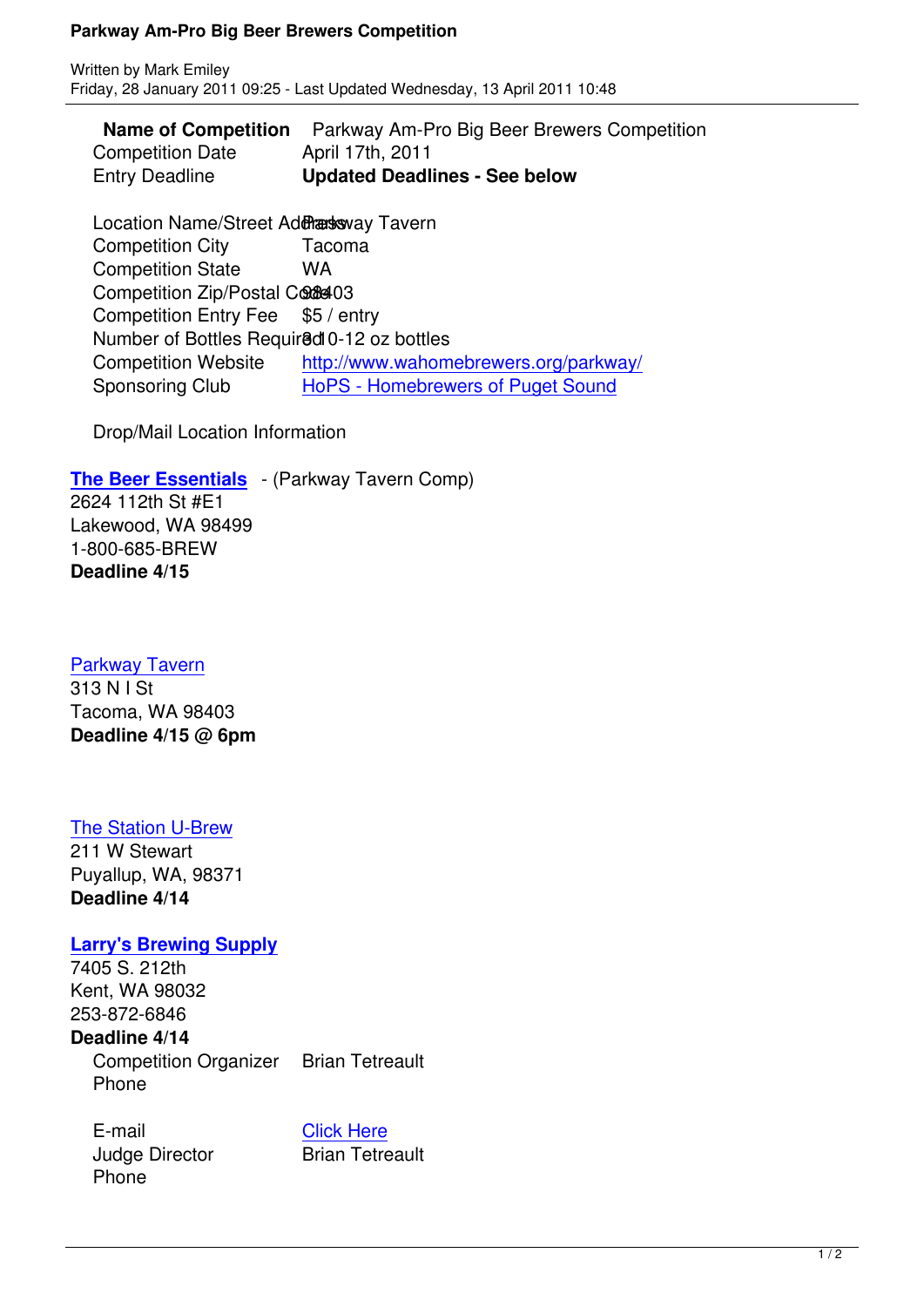# Parkway Am-Pro Big Beer Brewers Competition

Written by Mark Emiley
Friday, 28 January 2011 09:25 - Last Updated Wednesday, 13 April 2011 10:48

| | |
|---|---|
| **Name of Competition** | Parkway Am-Pro Big Beer Brewers Competition |
| Competition Date | April 17th, 2011 |
| Entry Deadline | **Updated Deadlines - See below** |
| Location Name/Street Address | Parkway Tavern |
| Competition City | Tacoma |
| Competition State | WA |
| Competition Zip/Postal Code | 98403 |
| Competition Entry Fee | $5 / entry |
| Number of Bottles Required | 3 10-12 oz bottles |
| Competition Website | http://www.wahomebrewers.org/parkway/ |
| Sponsoring Club | HoPS - Homebrewers of Puget Sound |

Drop/Mail Location Information

**The Beer Essentials** - (Parkway Tavern Comp)
2624 112th St #E1
Lakewood, WA 98499
1-800-685-BREW
**Deadline 4/15**

Parkway Tavern
313 N I St
Tacoma, WA 98403
**Deadline 4/15 @ 6pm**

The Station U-Brew
211 W Stewart
Puyallup, WA, 98371
**Deadline 4/14**

**Larry's Brewing Supply**
7405 S. 212th
Kent, WA 98032
253-872-6846
**Deadline 4/14**

| | |
|---|---|
| Competition Organizer | Brian Tetreault |
| Phone | |
| E-mail | Click Here |
| Judge Director | Brian Tetreault |
| Phone | |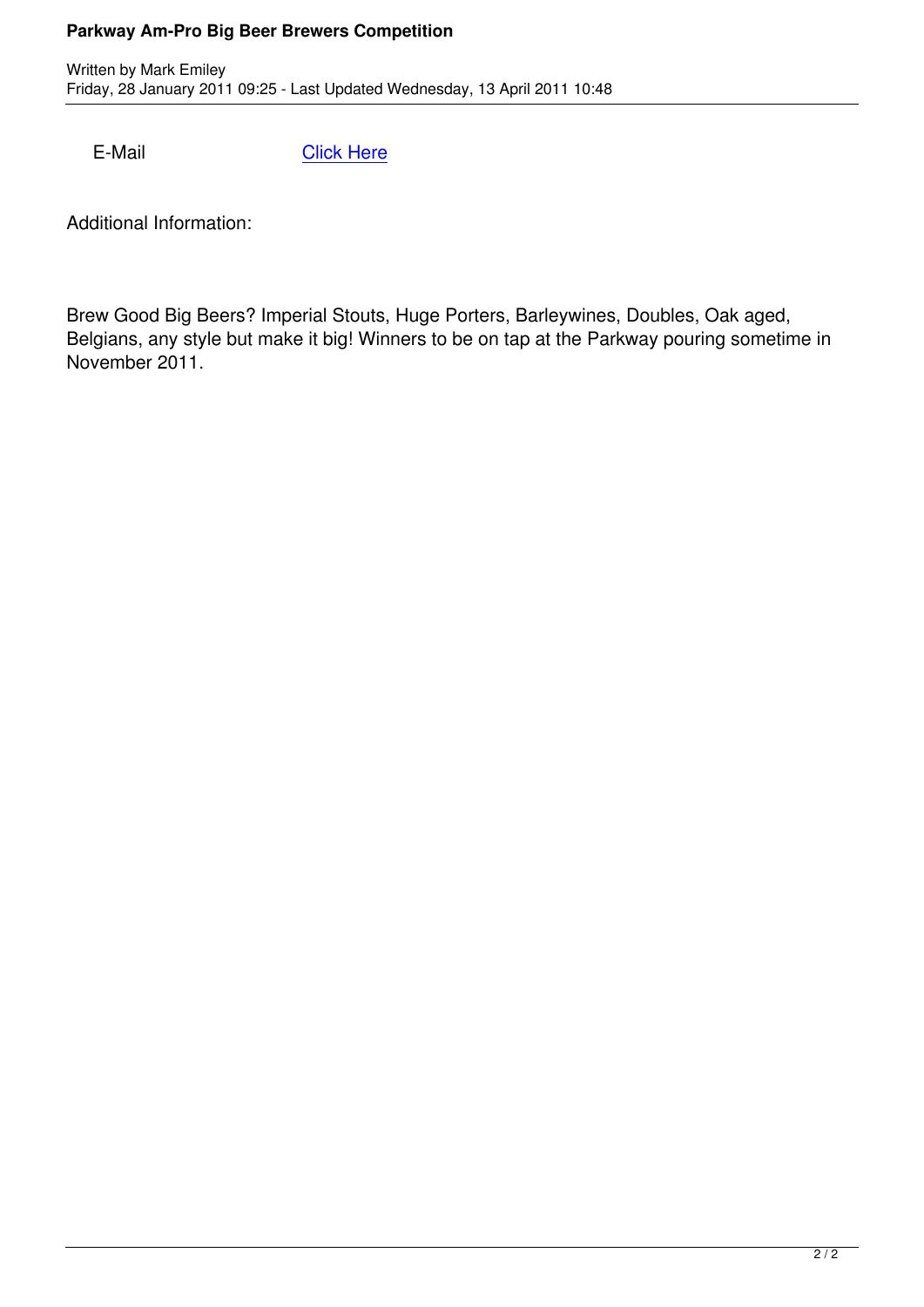E-Mail Click Here

Additional Information:

Brew Good Big Beers? Imperial Stouts, Huge Porters, Barleywines, Doubles, Oak aged, Belgians, any style but make it big! Winners to be on tap at the Parkway pouring sometime in November 2011.